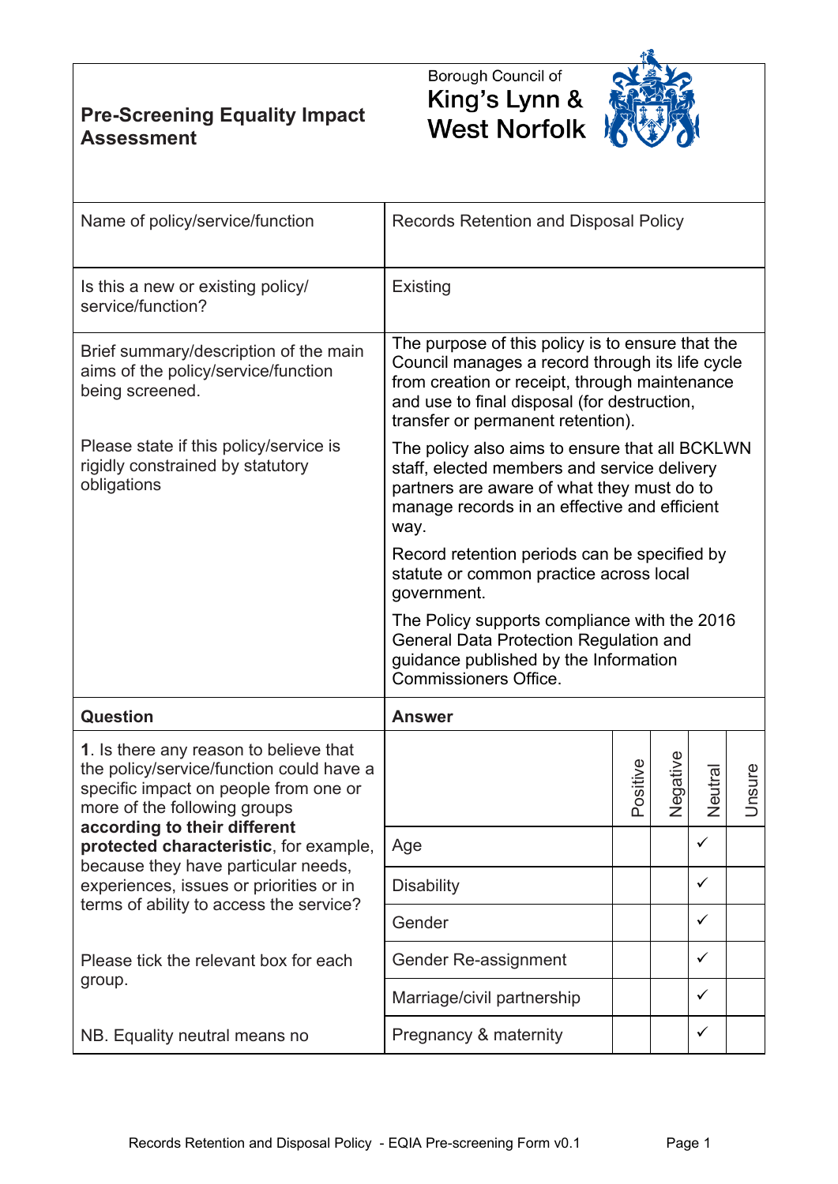# Pre-Screening Equality Impact Assessment

Borough Council of King's Lynn & West Norfolk

| Name of policy/service/function | Records Retention and Disposal Policy |
|---|---|
| Is this a new or existing policy/ service/function? | Existing |
| Brief summary/description of the main aims of the policy/service/function being screened.<br><br>Please state if this policy/service is rigidly constrained by statutory obligations | The purpose of this policy is to ensure that the Council manages a record through its life cycle from creation or receipt, through maintenance and use to final disposal (for destruction, transfer or permanent retention).<br><br>The policy also aims to ensure that all BCKLWN staff, elected members and service delivery partners are aware of what they must do to manage records in an effective and efficient way.<br><br>Record retention periods can be specified by statute or common practice across local government.<br><br>The Policy supports compliance with the 2016 General Data Protection Regulation and guidance published by the Information Commissioners Office. |

| Question | Answer | Positive | Negative | Neutral | Unsure |
|---|---|---|---|---|---|
| **1**. Is there any reason to believe that the policy/service/function could have a specific impact on people from one or more of the following groups **according to their different protected characteristic**, for example, because they have particular needs, experiences, issues or priorities or in terms of ability to access the service?<br><br>Please tick the relevant box for each group.<br><br>NB. Equality neutral means no | Age | | | ✓ | |
| | Disability | | | ✓ | |
| | Gender | | | ✓ | |
| | Gender Re-assignment | | | ✓ | |
| | Marriage/civil partnership | | | ✓ | |
| | Pregnancy & maternity | | | ✓ | |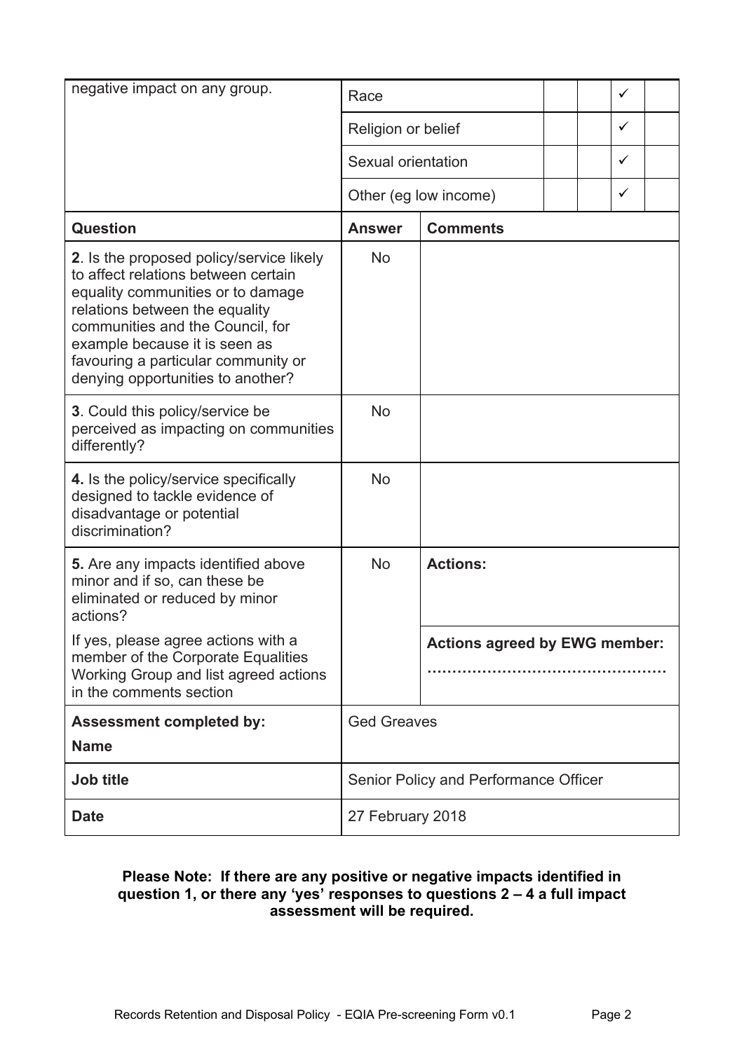| | | | | | |
|---|---|---|---|---|---|
| negative impact on any group. | Race | | | ✓ | |
| | Religion or belief | | | ✓ | |
| | Sexual orientation | | | ✓ | |
| | Other (eg low income) | | | ✓ | |

| **Question** | **Answer** | **Comments** |
|---|---|---|
| **2**. Is the proposed policy/service likely to affect relations between certain equality communities or to damage relations between the equality communities and the Council, for example because it is seen as favouring a particular community or denying opportunities to another? | No | |
| **3**. Could this policy/service be perceived as impacting on communities differently? | No | |
| **4.** Is the policy/service specifically designed to tackle evidence of disadvantage or potential discrimination? | No | |
| **5.** Are any impacts identified above minor and if so, can these be eliminated or reduced by minor actions?<br><br>If yes, please agree actions with a member of the Corporate Equalities Working Group and list agreed actions in the comments section | No | **Actions:**<br><br>**Actions agreed by EWG member:**<br>………………………………………… |
| **Assessment completed by:**<br>**Name** | Ged Greaves | |
| **Job title** | Senior Policy and Performance Officer | |
| **Date** | 27 February 2018 | |

**Please Note: If there are any positive or negative impacts identified in question 1, or there any 'yes' responses to questions 2 – 4 a full impact assessment will be required.**

Records Retention and Disposal Policy - EQIA Pre-screening Form v0.1